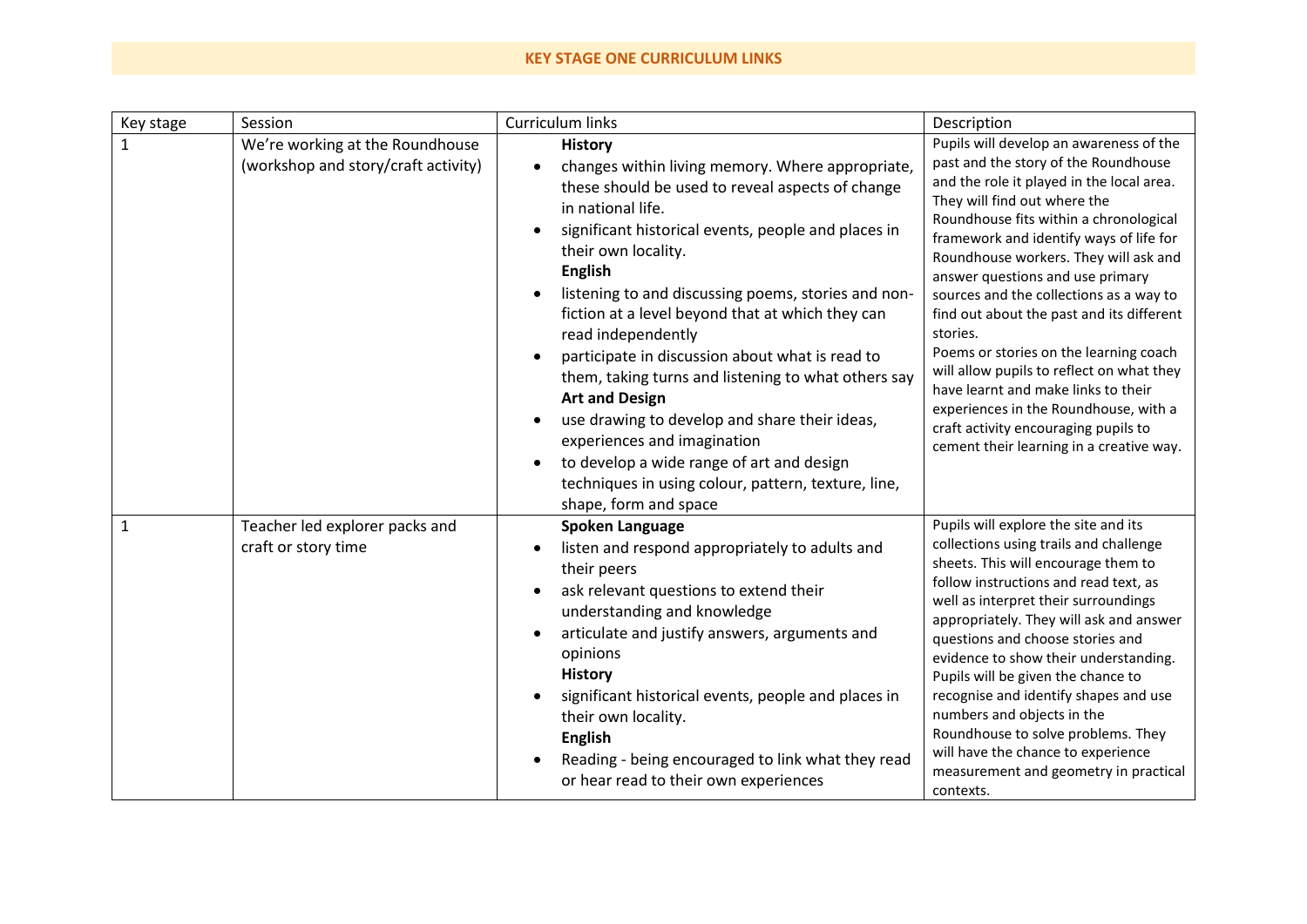## KEY STAGE ONE CURRICULUM LINKS

| Key stage | Session | Curriculum links | Description |
|---|---|---|---|
| 1 | We're working at the Roundhouse (workshop and story/craft activity) | **History**<br>• changes within living memory. Where appropriate, these should be used to reveal aspects of change in national life.<br>• significant historical events, people and places in their own locality.<br>**English**<br>• listening to and discussing poems, stories and non-fiction at a level beyond that at which they can read independently<br>• participate in discussion about what is read to them, taking turns and listening to what others say<br>**Art and Design**<br>• use drawing to develop and share their ideas, experiences and imagination<br>• to develop a wide range of art and design techniques in using colour, pattern, texture, line, shape, form and space | Pupils will develop an awareness of the past and the story of the Roundhouse and the role it played in the local area. They will find out where the Roundhouse fits within a chronological framework and identify ways of life for Roundhouse workers. They will ask and answer questions and use primary sources and the collections as a way to find out about the past and its different stories.<br>Poems or stories on the learning coach will allow pupils to reflect on what they have learnt and make links to their experiences in the Roundhouse, with a craft activity encouraging pupils to cement their learning in a creative way. |
| 1 | Teacher led explorer packs and craft or story time | **Spoken Language**<br>• listen and respond appropriately to adults and their peers<br>• ask relevant questions to extend their understanding and knowledge<br>• articulate and justify answers, arguments and opinions<br>**History**<br>• significant historical events, people and places in their own locality.<br>**English**<br>• Reading - being encouraged to link what they read or hear read to their own experiences | Pupils will explore the site and its collections using trails and challenge sheets. This will encourage them to follow instructions and read text, as well as interpret their surroundings appropriately. They will ask and answer questions and choose stories and evidence to show their understanding. Pupils will be given the chance to recognise and identify shapes and use numbers and objects in the Roundhouse to solve problems. They will have the chance to experience measurement and geometry in practical contexts. |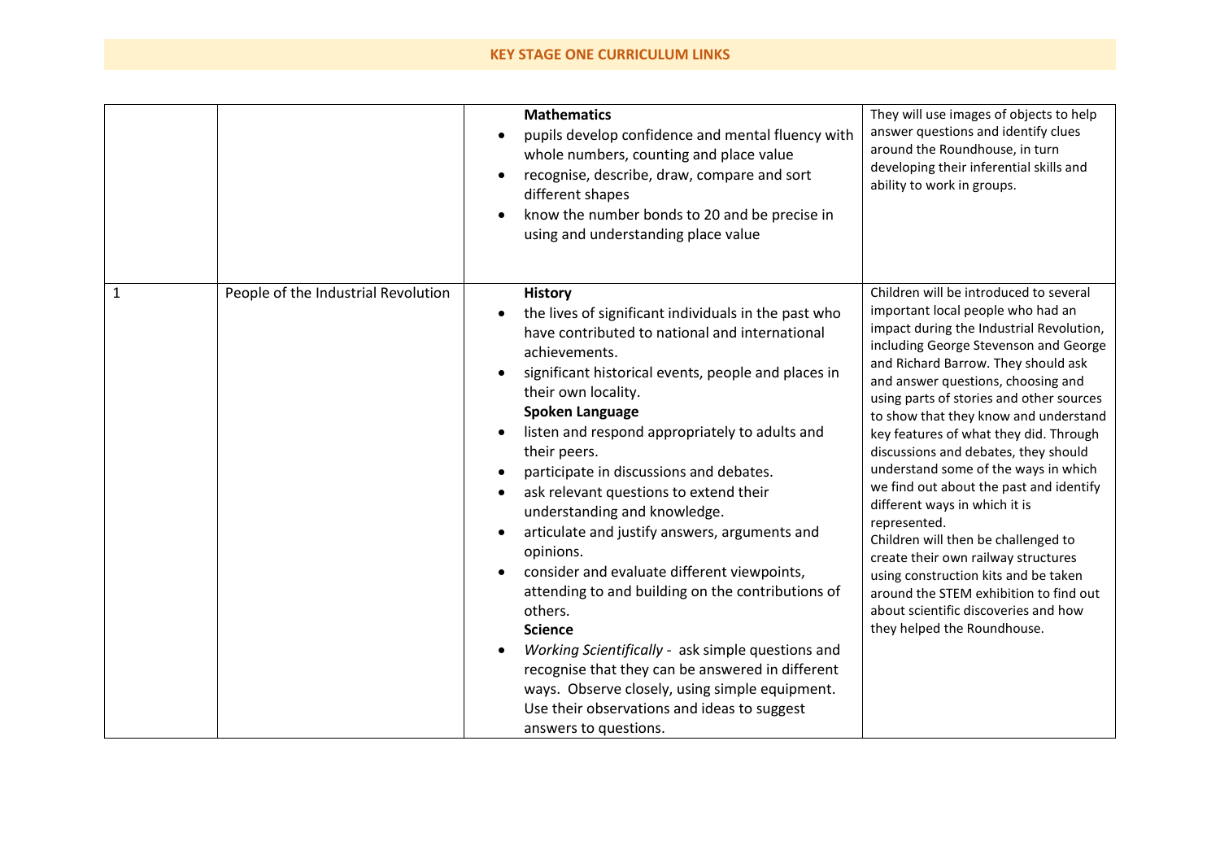## KEY STAGE ONE CURRICULUM LINKS

| | | | |
|---|---|---|---|
| | | **Mathematics**<br>• pupils develop confidence and mental fluency with whole numbers, counting and place value<br>• recognise, describe, draw, compare and sort different shapes<br>• know the number bonds to 20 and be precise in using and understanding place value | They will use images of objects to help answer questions and identify clues around the Roundhouse, in turn developing their inferential skills and ability to work in groups. |
| 1 | People of the Industrial Revolution | **History**<br>• the lives of significant individuals in the past who have contributed to national and international achievements.<br>• significant historical events, people and places in their own locality.<br>**Spoken Language**<br>• listen and respond appropriately to adults and their peers.<br>• participate in discussions and debates.<br>• ask relevant questions to extend their understanding and knowledge.<br>• articulate and justify answers, arguments and opinions.<br>• consider and evaluate different viewpoints, attending to and building on the contributions of others.<br>**Science**<br>• *Working Scientifically* - ask simple questions and recognise that they can be answered in different ways. Observe closely, using simple equipment. Use their observations and ideas to suggest answers to questions. | Children will be introduced to several important local people who had an impact during the Industrial Revolution, including George Stevenson and George and Richard Barrow. They should ask and answer questions, choosing and using parts of stories and other sources to show that they know and understand key features of what they did. Through discussions and debates, they should understand some of the ways in which we find out about the past and identify different ways in which it is represented.<br>Children will then be challenged to create their own railway structures using construction kits and be taken around the STEM exhibition to find out about scientific discoveries and how they helped the Roundhouse. |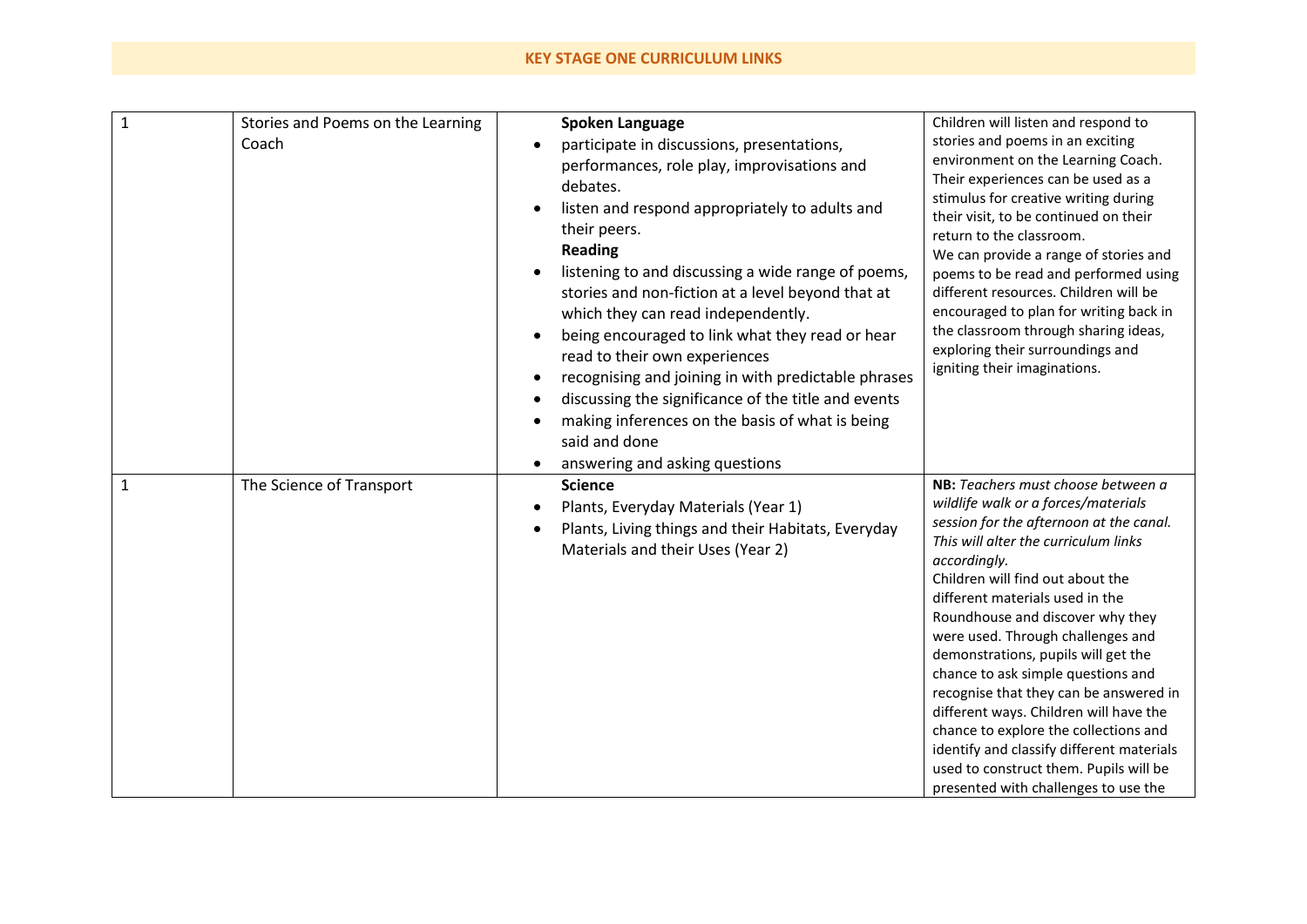## KEY STAGE ONE CURRICULUM LINKS

| | | | |
|---|---|---|---|
| 1 | Stories and Poems on the Learning Coach | **Spoken Language**<br>• participate in discussions, presentations, performances, role play, improvisations and debates.<br>• listen and respond appropriately to adults and their peers.<br>**Reading**<br>• listening to and discussing a wide range of poems, stories and non-fiction at a level beyond that at which they can read independently.<br>• being encouraged to link what they read or hear read to their own experiences<br>• recognising and joining in with predictable phrases<br>• discussing the significance of the title and events<br>• making inferences on the basis of what is being said and done<br>• answering and asking questions | Children will listen and respond to stories and poems in an exciting environment on the Learning Coach. Their experiences can be used as a stimulus for creative writing during their visit, to be continued on their return to the classroom.<br>We can provide a range of stories and poems to be read and performed using different resources. Children will be encouraged to plan for writing back in the classroom through sharing ideas, exploring their surroundings and igniting their imaginations. |
| 1 | The Science of Transport | **Science**<br>• Plants, Everyday Materials (Year 1)<br>• Plants, Living things and their Habitats, Everyday Materials and their Uses (Year 2) | **NB:** *Teachers must choose between a wildlife walk or a forces/materials session for the afternoon at the canal. This will alter the curriculum links accordingly.*<br>Children will find out about the different materials used in the Roundhouse and discover why they were used. Through challenges and demonstrations, pupils will get the chance to ask simple questions and recognise that they can be answered in different ways. Children will have the chance to explore the collections and identify and classify different materials used to construct them. Pupils will be presented with challenges to use the |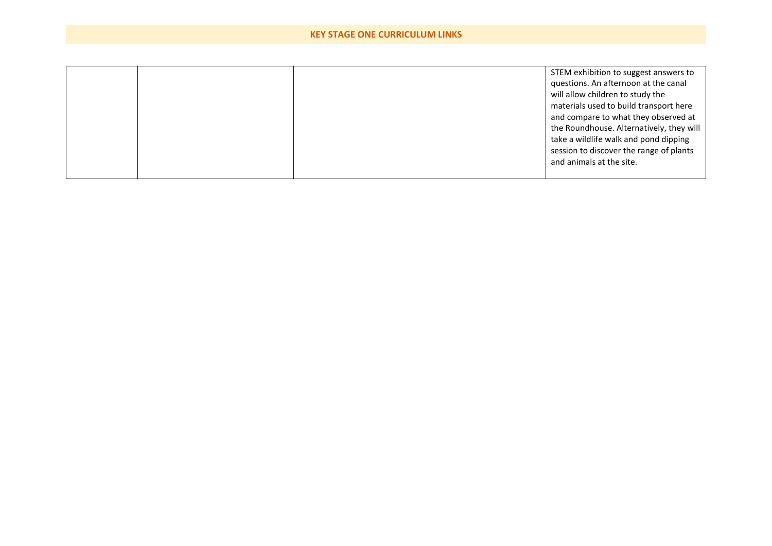## KEY STAGE ONE CURRICULUM LINKS

| | | | |
|---|---|---|---|
| | | | STEM exhibition to suggest answers to questions. An afternoon at the canal will allow children to study the materials used to build transport here and compare to what they observed at the Roundhouse. Alternatively, they will take a wildlife walk and pond dipping session to discover the range of plants and animals at the site. |